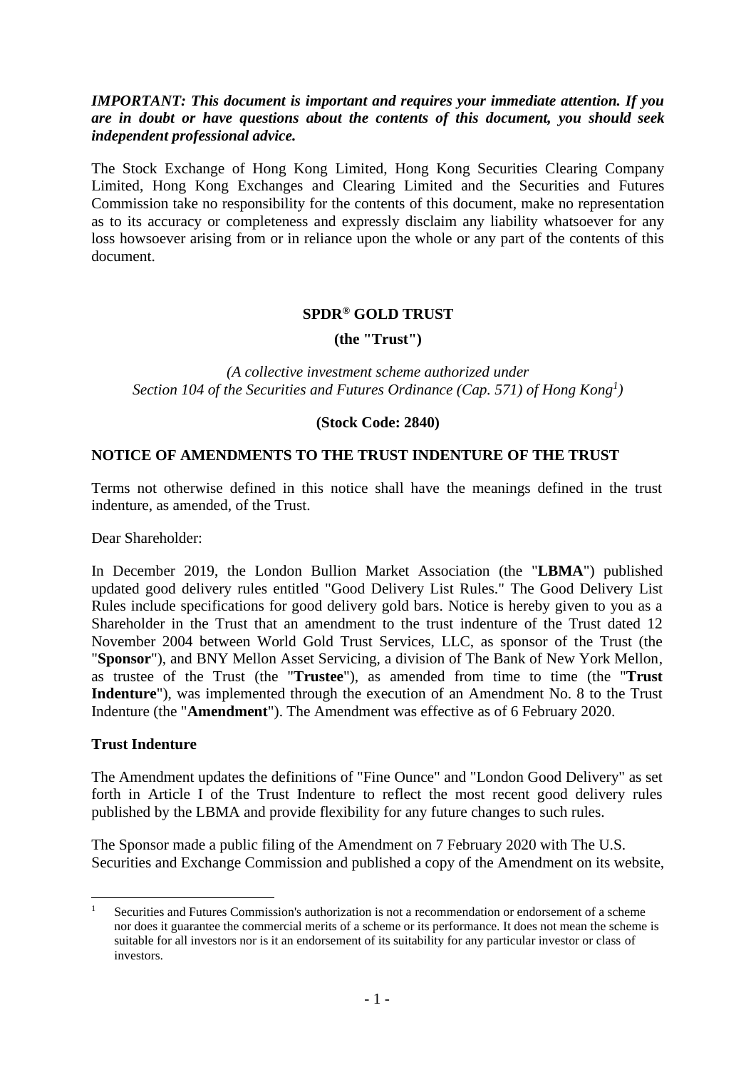***IMPORTANT: This document is important and requires your immediate attention. If you are in doubt or have questions about the contents of this document, you should seek independent professional advice.***

The Stock Exchange of Hong Kong Limited, Hong Kong Securities Clearing Company Limited, Hong Kong Exchanges and Clearing Limited and the Securities and Futures Commission take no responsibility for the contents of this document, make no representation as to its accuracy or completeness and expressly disclaim any liability whatsoever for any loss howsoever arising from or in reliance upon the whole or any part of the contents of this document.

**SPDR® GOLD TRUST**

**(the "Trust")**

*(A collective investment scheme authorized under Section 104 of the Securities and Futures Ordinance (Cap. 571) of Hong Kong[1])*

**(Stock Code: 2840)**

**NOTICE OF AMENDMENTS TO THE TRUST INDENTURE OF THE TRUST**

Terms not otherwise defined in this notice shall have the meanings defined in the trust indenture, as amended, of the Trust.

Dear Shareholder:

In December 2019, the London Bullion Market Association (the "**LBMA**") published updated good delivery rules entitled "Good Delivery List Rules." The Good Delivery List Rules include specifications for good delivery gold bars. Notice is hereby given to you as a Shareholder in the Trust that an amendment to the trust indenture of the Trust dated 12 November 2004 between World Gold Trust Services, LLC, as sponsor of the Trust (the "**Sponsor**"), and BNY Mellon Asset Servicing, a division of The Bank of New York Mellon, as trustee of the Trust (the "**Trustee**"), as amended from time to time (the "**Trust Indenture**"), was implemented through the execution of an Amendment No. 8 to the Trust Indenture (the "**Amendment**"). The Amendment was effective as of 6 February 2020.

**Trust Indenture**

The Amendment updates the definitions of "Fine Ounce" and "London Good Delivery" as set forth in Article I of the Trust Indenture to reflect the most recent good delivery rules published by the LBMA and provide flexibility for any future changes to such rules.

The Sponsor made a public filing of the Amendment on 7 February 2020 with The U.S. Securities and Exchange Commission and published a copy of the Amendment on its website,

[1] Securities and Futures Commission's authorization is not a recommendation or endorsement of a scheme nor does it guarantee the commercial merits of a scheme or its performance. It does not mean the scheme is suitable for all investors nor is it an endorsement of its suitability for any particular investor or class of investors.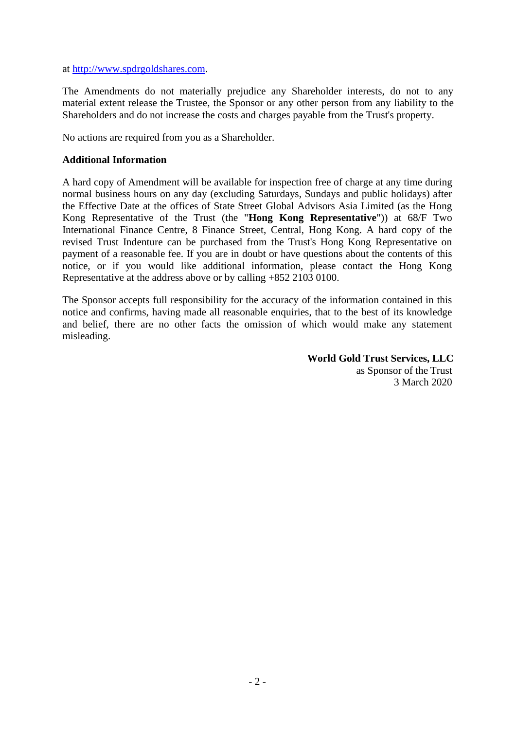at http://www.spdrgoldshares.com.

The Amendments do not materially prejudice any Shareholder interests, do not to any material extent release the Trustee, the Sponsor or any other person from any liability to the Shareholders and do not increase the costs and charges payable from the Trust's property.

No actions are required from you as a Shareholder.

**Additional Information**

A hard copy of Amendment will be available for inspection free of charge at any time during normal business hours on any day (excluding Saturdays, Sundays and public holidays) after the Effective Date at the offices of State Street Global Advisors Asia Limited (as the Hong Kong Representative of the Trust (the "**Hong Kong Representative**")) at 68/F Two International Finance Centre, 8 Finance Street, Central, Hong Kong. A hard copy of the revised Trust Indenture can be purchased from the Trust's Hong Kong Representative on payment of a reasonable fee. If you are in doubt or have questions about the contents of this notice, or if you would like additional information, please contact the Hong Kong Representative at the address above or by calling +852 2103 0100.

The Sponsor accepts full responsibility for the accuracy of the information contained in this notice and confirms, having made all reasonable enquiries, that to the best of its knowledge and belief, there are no other facts the omission of which would make any statement misleading.

**World Gold Trust Services, LLC**
as Sponsor of the Trust
3 March 2020